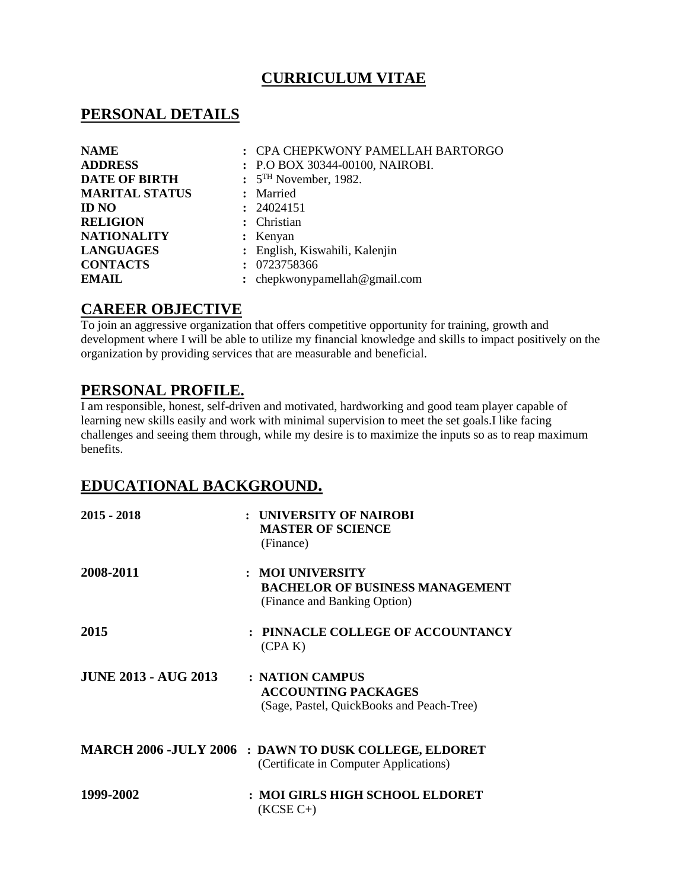# CURRICULUM VITAE

## PERSONAL DETAILS

| | |
|---|---|
| **NAME** | : CPA CHEPKWONY PAMELLAH BARTORGO |
| **ADDRESS** | : P.O BOX 30344-00100, NAIROBI. |
| **DATE OF BIRTH** | : 5TH November, 1982. |
| **MARITAL STATUS** | : Married |
| **ID NO** | : 24024151 |
| **RELIGION** | : Christian |
| **NATIONALITY** | : Kenyan |
| **LANGUAGES** | : English, Kiswahili, Kalenjin |
| **CONTACTS** | : 0723758366 |
| **EMAIL** | : chepkwonypamellah@gmail.com |

## CAREER OBJECTIVE

To join an aggressive organization that offers competitive opportunity for training, growth and development where I will be able to utilize my financial knowledge and skills to impact positively on the organization by providing services that are measurable and beneficial.

## PERSONAL PROFILE.

I am responsible, honest, self-driven and motivated, hardworking and good team player capable of learning new skills easily and work with minimal supervision to meet the set goals.I like facing challenges and seeing them through, while my desire is to maximize the inputs so as to reap maximum benefits.

## EDUCATIONAL BACKGROUND.

| | |
|---|---|
| **2015 - 2018** | : **UNIVERSITY OF NAIROBI**<br>**MASTER OF SCIENCE**<br>(Finance) |
| **2008-2011** | : **MOI UNIVERSITY**<br>**BACHELOR OF BUSINESS MANAGEMENT**<br>(Finance and Banking Option) |
| **2015** | : **PINNACLE COLLEGE OF ACCOUNTANCY**<br>(CPA K) |
| **JUNE 2013 - AUG 2013** | : **NATION CAMPUS**<br>**ACCOUNTING PACKAGES**<br>(Sage, Pastel, QuickBooks and Peach-Tree) |
| **MARCH 2006 -JULY 2006** | : **DAWN TO DUSK COLLEGE, ELDORET**<br>(Certificate in Computer Applications) |
| **1999-2002** | : **MOI GIRLS HIGH SCHOOL ELDORET**<br>(KCSE C+) |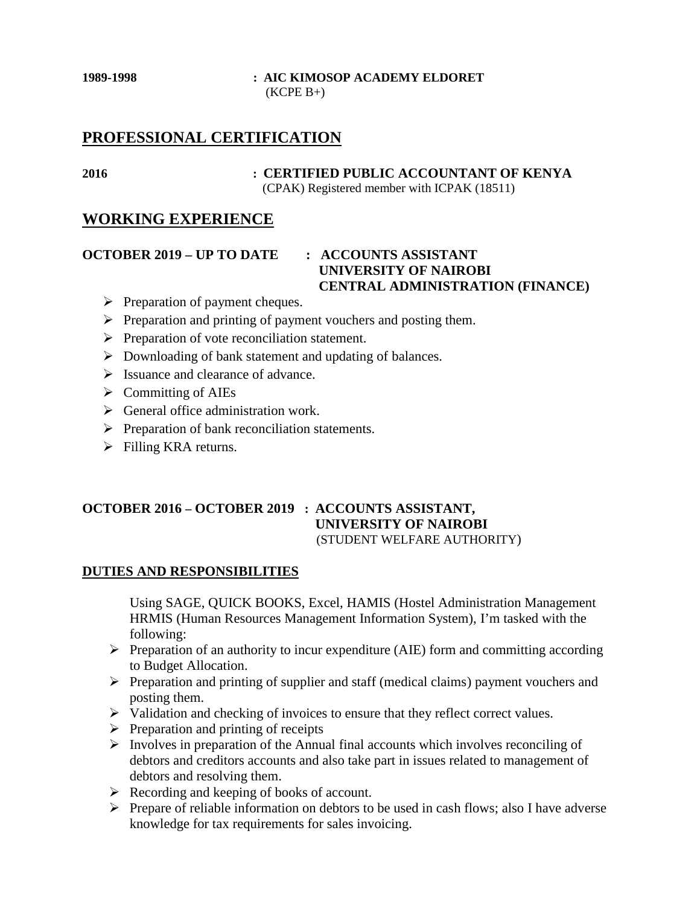**1989-1998** : **AIC KIMOSOP ACADEMY ELDORET**
(KCPE B+)

## PROFESSIONAL CERTIFICATION

**2016** : **CERTIFIED PUBLIC ACCOUNTANT OF KENYA**
(CPAK) Registered member with ICPAK (18511)

## WORKING EXPERIENCE

**OCTOBER 2019 – UP TO DATE** : **ACCOUNTS ASSISTANT**
**UNIVERSITY OF NAIROBI**
**CENTRAL ADMINISTRATION (FINANCE)**

- Preparation of payment cheques.
- Preparation and printing of payment vouchers and posting them.
- Preparation of vote reconciliation statement.
- Downloading of bank statement and updating of balances.
- Issuance and clearance of advance.
- Committing of AIEs
- General office administration work.
- Preparation of bank reconciliation statements.
- Filling KRA returns.

**OCTOBER 2016 – OCTOBER 2019** : **ACCOUNTS ASSISTANT,**
**UNIVERSITY OF NAIROBI**
(STUDENT WELFARE AUTHORITY)

**DUTIES AND RESPONSIBILITIES**

Using SAGE, QUICK BOOKS, Excel, HAMIS (Hostel Administration Management HRMIS (Human Resources Management Information System), I'm tasked with the following:

- Preparation of an authority to incur expenditure (AIE) form and committing according to Budget Allocation.
- Preparation and printing of supplier and staff (medical claims) payment vouchers and posting them.
- Validation and checking of invoices to ensure that they reflect correct values.
- Preparation and printing of receipts
- Involves in preparation of the Annual final accounts which involves reconciling of debtors and creditors accounts and also take part in issues related to management of debtors and resolving them.
- Recording and keeping of books of account.
- Prepare of reliable information on debtors to be used in cash flows; also I have adverse knowledge for tax requirements for sales invoicing.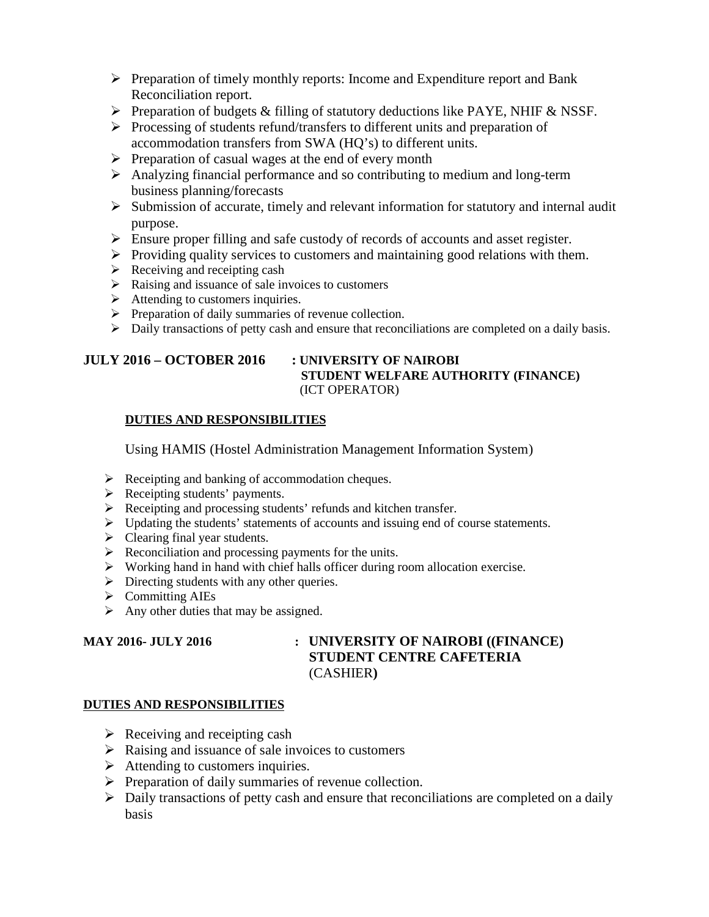- Preparation of timely monthly reports: Income and Expenditure report and Bank Reconciliation report.
- Preparation of budgets & filling of statutory deductions like PAYE, NHIF & NSSF.
- Processing of students refund/transfers to different units and preparation of accommodation transfers from SWA (HQ's) to different units.
- Preparation of casual wages at the end of every month
- Analyzing financial performance and so contributing to medium and long-term business planning/forecasts
- Submission of accurate, timely and relevant information for statutory and internal audit purpose.
- Ensure proper filling and safe custody of records of accounts and asset register.
- Providing quality services to customers and maintaining good relations with them.
- Receiving and receipting cash
- Raising and issuance of sale invoices to customers
- Attending to customers inquiries.
- Preparation of daily summaries of revenue collection.
- Daily transactions of petty cash and ensure that reconciliations are completed on a daily basis.

**JULY 2016 – OCTOBER 2016 : UNIVERSITY OF NAIROBI**
**STUDENT WELFARE AUTHORITY (FINANCE)**
(ICT OPERATOR)

**DUTIES AND RESPONSIBILITIES**

Using HAMIS (Hostel Administration Management Information System)

- Receipting and banking of accommodation cheques.
- Receipting students' payments.
- Receipting and processing students' refunds and kitchen transfer.
- Updating the students' statements of accounts and issuing end of course statements.
- Clearing final year students.
- Reconciliation and processing payments for the units.
- Working hand in hand with chief halls officer during room allocation exercise.
- Directing students with any other queries.
- Committing AIEs
- Any other duties that may be assigned.

**MAY 2016- JULY 2016 : UNIVERSITY OF NAIROBI ((FINANCE)**
**STUDENT CENTRE CAFETERIA**
(CASHIER**)**

**DUTIES AND RESPONSIBILITIES**

- Receiving and receipting cash
- Raising and issuance of sale invoices to customers
- Attending to customers inquiries.
- Preparation of daily summaries of revenue collection.
- Daily transactions of petty cash and ensure that reconciliations are completed on a daily basis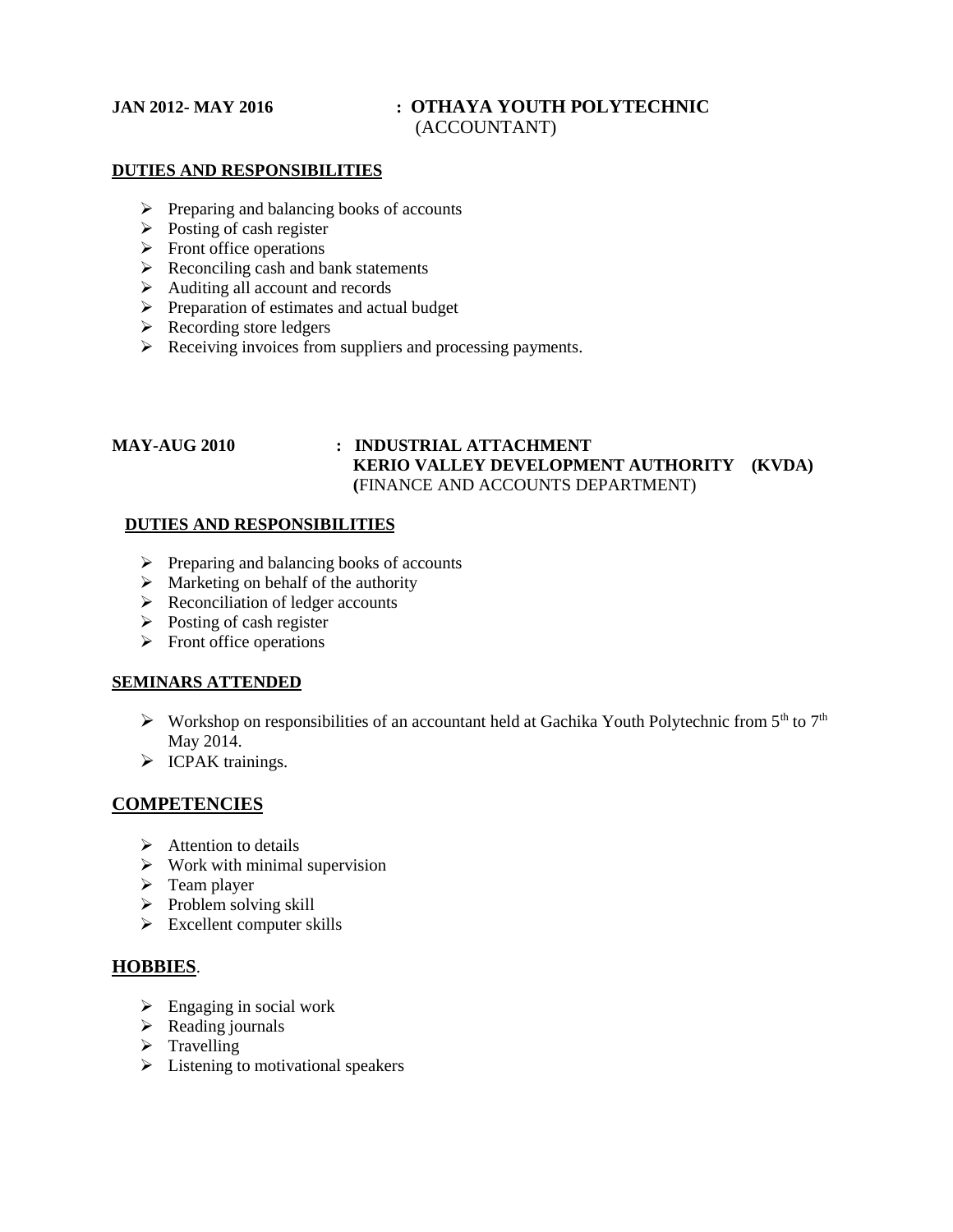**JAN 2012- MAY 2016 : OTHAYA YOUTH POLYTECHNIC**
(ACCOUNTANT)

**DUTIES AND RESPONSIBILITIES**

- Preparing and balancing books of accounts
- Posting of cash register
- Front office operations
- Reconciling cash and bank statements
- Auditing all account and records
- Preparation of estimates and actual budget
- Recording store ledgers
- Receiving invoices from suppliers and processing payments.

**MAY-AUG 2010 : INDUSTRIAL ATTACHMENT**
**KERIO VALLEY DEVELOPMENT AUTHORITY (KVDA)**
**(**FINANCE AND ACCOUNTS DEPARTMENT)

**DUTIES AND RESPONSIBILITIES**

- Preparing and balancing books of accounts
- Marketing on behalf of the authority
- Reconciliation of ledger accounts
- Posting of cash register
- Front office operations

**SEMINARS ATTENDED**

- Workshop on responsibilities of an accountant held at Gachika Youth Polytechnic from 5th to 7th May 2014.
- ICPAK trainings.

## COMPETENCIES

- Attention to details
- Work with minimal supervision
- Team player
- Problem solving skill
- Excellent computer skills

## HOBBIES.

- Engaging in social work
- Reading journals
- Travelling
- Listening to motivational speakers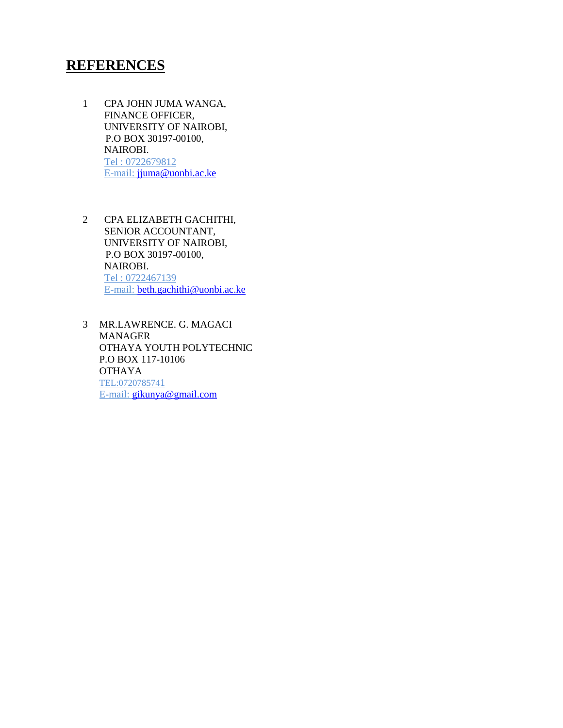# REFERENCES

1. CPA JOHN JUMA WANGA,
   FINANCE OFFICER,
   UNIVERSITY OF NAIROBI,
   P.O BOX 30197-00100,
   NAIROBI.
   Tel : 0722679812
   E-mail: jjuma@uonbi.ac.ke

2. CPA ELIZABETH GACHITHI,
   SENIOR ACCOUNTANT,
   UNIVERSITY OF NAIROBI,
   P.O BOX 30197-00100,
   NAIROBI.
   Tel : 0722467139
   E-mail: beth.gachithi@uonbi.ac.ke

3. MR.LAWRENCE. G. MAGACI
   MANAGER
   OTHAYA YOUTH POLYTECHNIC
   P.O BOX 117-10106
   OTHAYA
   TEL:0720785741
   E-mail: gikunya@gmail.com